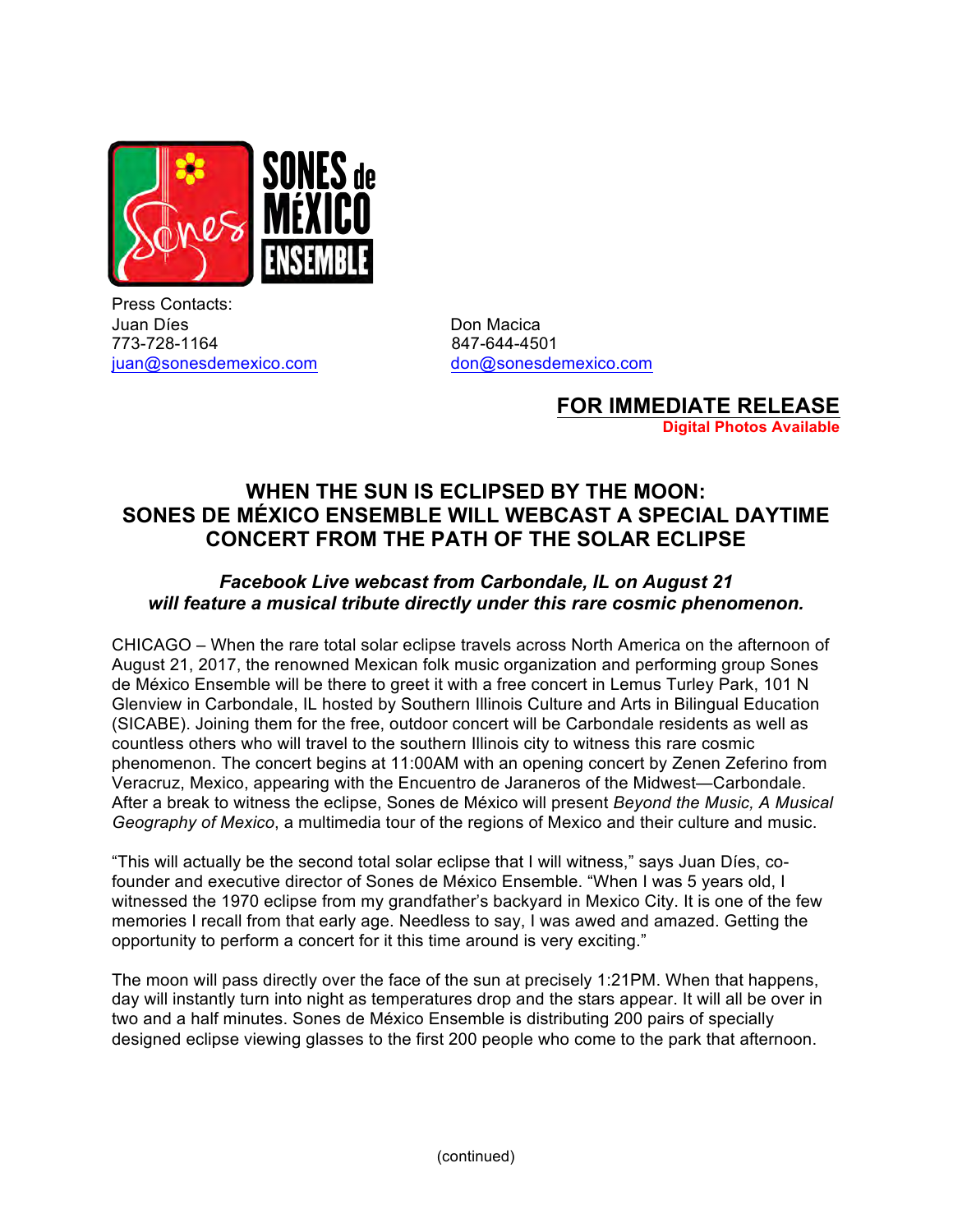Press Contacts:

Juan Díes
773-728-1164
juan@sonesdemexico.com

Don Macica
847-644-4501
don@sonesdemexico.com

**FOR IMMEDIATE RELEASE**
**Digital Photos Available**

# WHEN THE SUN IS ECLIPSED BY THE MOON: SONES DE MÉXICO ENSEMBLE WILL WEBCAST A SPECIAL DAYTIME CONCERT FROM THE PATH OF THE SOLAR ECLIPSE

***Facebook Live webcast from Carbondale, IL on August 21 will feature a musical tribute directly under this rare cosmic phenomenon.***

CHICAGO – When the rare total solar eclipse travels across North America on the afternoon of August 21, 2017, the renowned Mexican folk music organization and performing group Sones de México Ensemble will be there to greet it with a free concert in Lemus Turley Park, 101 N Glenview in Carbondale, IL hosted by Southern Illinois Culture and Arts in Bilingual Education (SICABE). Joining them for the free, outdoor concert will be Carbondale residents as well as countless others who will travel to the southern Illinois city to witness this rare cosmic phenomenon. The concert begins at 11:00AM with an opening concert by Zenen Zeferino from Veracruz, Mexico, appearing with the Encuentro de Jaraneros of the Midwest—Carbondale. After a break to witness the eclipse, Sones de México will present *Beyond the Music, A Musical Geography of Mexico*, a multimedia tour of the regions of Mexico and their culture and music.

"This will actually be the second total solar eclipse that I will witness," says Juan Díes, co-founder and executive director of Sones de México Ensemble. "When I was 5 years old, I witnessed the 1970 eclipse from my grandfather's backyard in Mexico City. It is one of the few memories I recall from that early age. Needless to say, I was awed and amazed. Getting the opportunity to perform a concert for it this time around is very exciting."

The moon will pass directly over the face of the sun at precisely 1:21PM. When that happens, day will instantly turn into night as temperatures drop and the stars appear. It will all be over in two and a half minutes. Sones de México Ensemble is distributing 200 pairs of specially designed eclipse viewing glasses to the first 200 people who come to the park that afternoon.

(continued)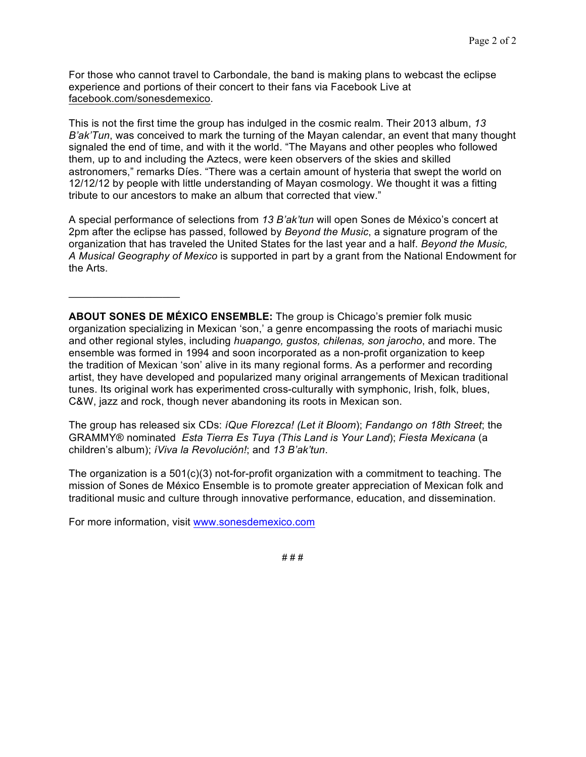For those who cannot travel to Carbondale, the band is making plans to webcast the eclipse experience and portions of their concert to their fans via Facebook Live at facebook.com/sonesdemexico.

This is not the first time the group has indulged in the cosmic realm. Their 2013 album, *13 B'ak'Tun*, was conceived to mark the turning of the Mayan calendar, an event that many thought signaled the end of time, and with it the world. "The Mayans and other peoples who followed them, up to and including the Aztecs, were keen observers of the skies and skilled astronomers," remarks Díes. "There was a certain amount of hysteria that swept the world on 12/12/12 by people with little understanding of Mayan cosmology. We thought it was a fitting tribute to our ancestors to make an album that corrected that view."

A special performance of selections from *13 B'ak'tun* will open Sones de México's concert at 2pm after the eclipse has passed, followed by *Beyond the Music*, a signature program of the organization that has traveled the United States for the last year and a half. *Beyond the Music, A Musical Geography of Mexico* is supported in part by a grant from the National Endowment for the Arts.

---

**ABOUT SONES DE MÉXICO ENSEMBLE:** The group is Chicago's premier folk music organization specializing in Mexican 'son,' a genre encompassing the roots of mariachi music and other regional styles, including *huapango, gustos, chilenas, son jarocho*, and more. The ensemble was formed in 1994 and soon incorporated as a non-profit organization to keep the tradition of Mexican 'son' alive in its many regional forms. As a performer and recording artist, they have developed and popularized many original arrangements of Mexican traditional tunes. Its original work has experimented cross-culturally with symphonic, Irish, folk, blues, C&W, jazz and rock, though never abandoning its roots in Mexican son.

The group has released six CDs: *¡Que Florezca! (Let it Bloom*); *Fandango on 18th Street*; the GRAMMY® nominated *Esta Tierra Es Tuya (This Land is Your Land*); *Fiesta Mexicana* (a children's album); *¡Viva la Revolución!*; and *13 B'ak'tun*.

The organization is a 501(c)(3) not-for-profit organization with a commitment to teaching. The mission of Sones de México Ensemble is to promote greater appreciation of Mexican folk and traditional music and culture through innovative performance, education, and dissemination.

For more information, visit www.sonesdemexico.com

# # #